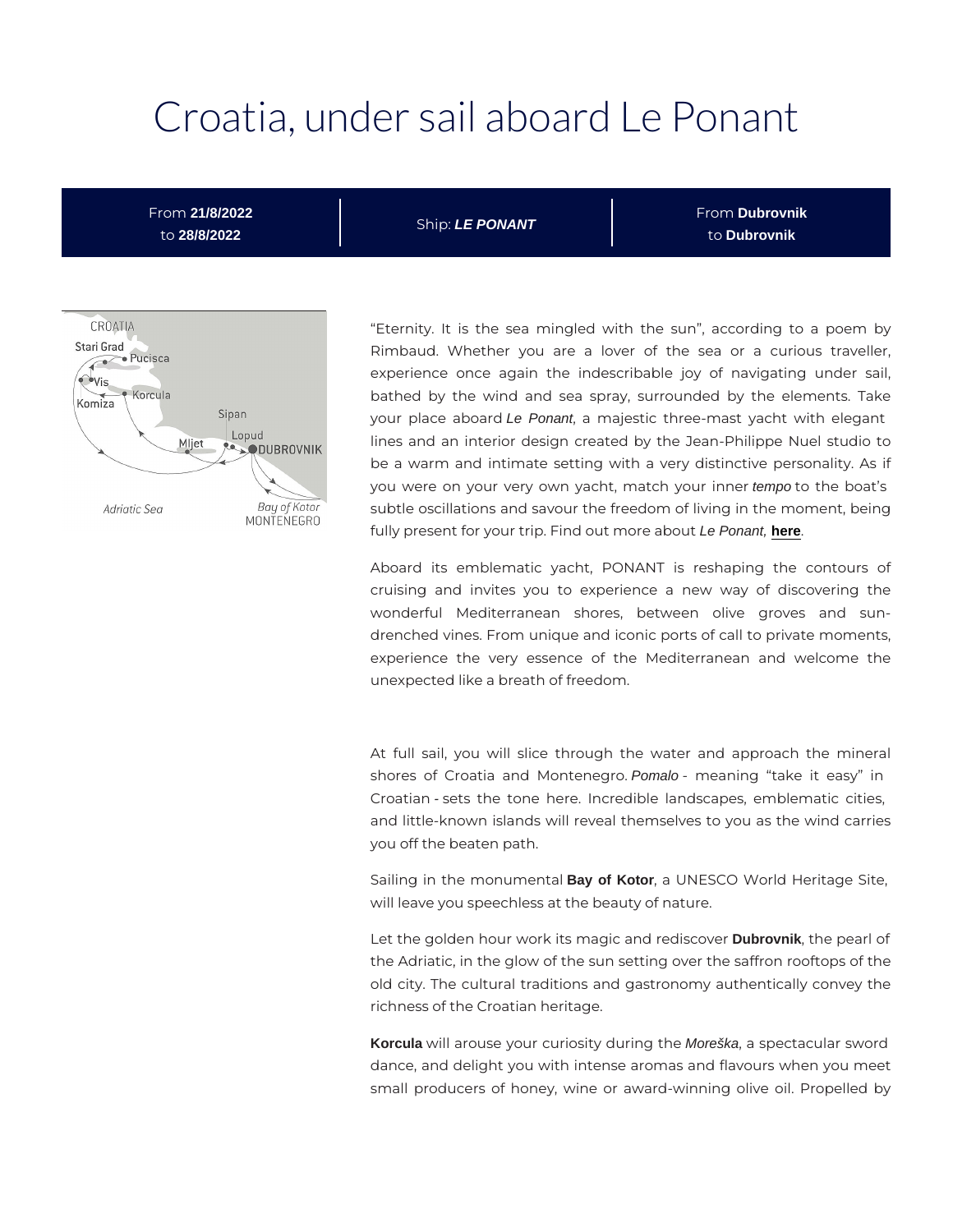# Croatia, under sail aboard Le Ponant

From **21/8/2022** to **28/8/2022** | Ship: ***LE PONANT*** | From **Dubrovnik** to **Dubrovnik**

“Eternity. It is the sea mingled with the sun”, according to a poem by Rimbaud. Whether you are a lover of the sea or a curious traveller, experience once again the indescribable joy of navigating under sail, bathed by the wind and sea spray, surrounded by the elements. Take your place aboard *Le Ponant*, a majestic three-mast yacht with elegant lines and an interior design created by the Jean-Philippe Nuel studio to be a warm and intimate setting with a very distinctive personality. As if you were on your very own yacht, match your inner *tempo* to the boat’s subtle oscillations and savour the freedom of living in the moment, being fully present for your trip. Find out more about *Le Ponant*, **here**.

Aboard its emblematic yacht, PONANT is reshaping the contours of cruising and invites you to experience a new way of discovering the wonderful Mediterranean shores, between olive groves and sun-drenched vines. From unique and iconic ports of call to private moments, experience the very essence of the Mediterranean and welcome the unexpected like a breath of freedom.

At full sail, you will slice through the water and approach the mineral shores of Croatia and Montenegro. *Pomalo* - meaning “take it easy” in Croatian - sets the tone here. Incredible landscapes, emblematic cities, and little-known islands will reveal themselves to you as the wind carries you off the beaten path.

Sailing in the monumental **Bay of Kotor**, a UNESCO World Heritage Site, will leave you speechless at the beauty of nature.

Let the golden hour work its magic and rediscover **Dubrovnik**, the pearl of the Adriatic, in the glow of the sun setting over the saffron rooftops of the old city. The cultural traditions and gastronomy authentically convey the richness of the Croatian heritage.

**Korcula** will arouse your curiosity during the *Moreška*, a spectacular sword dance, and delight you with intense aromas and flavours when you meet small producers of honey, wine or award-winning olive oil. Propelled by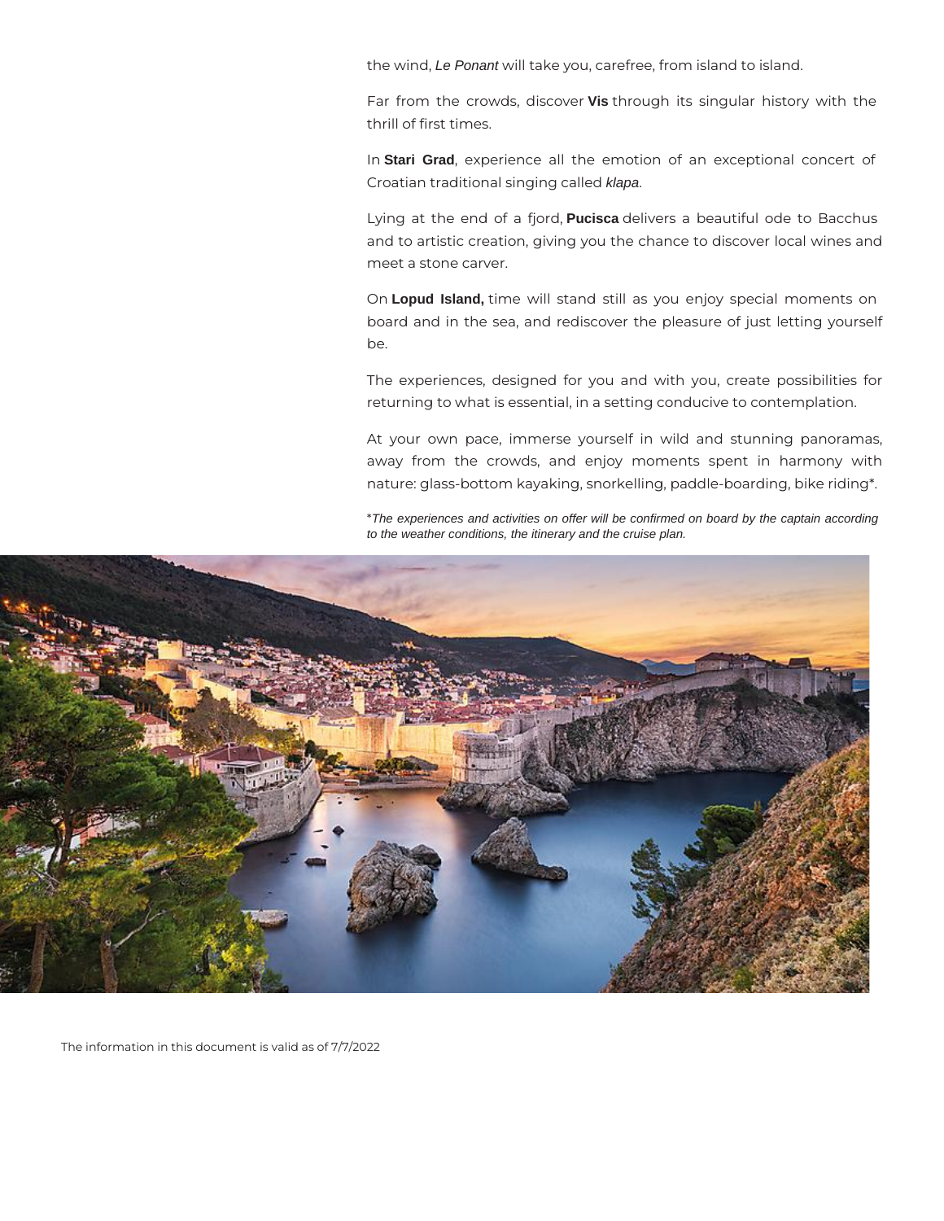the wind, *Le Ponant* will take you, carefree, from island to island.

Far from the crowds, discover **Vis** through its singular history with the thrill of first times.

In **Stari Grad**, experience all the emotion of an exceptional concert of Croatian traditional singing called *klapa*.

Lying at the end of a fjord, **Pucisca** delivers a beautiful ode to Bacchus and to artistic creation, giving you the chance to discover local wines and meet a stone carver.

On **Lopud Island,** time will stand still as you enjoy special moments on board and in the sea, and rediscover the pleasure of just letting yourself be.

The experiences, designed for you and with you, create possibilities for returning to what is essential, in a setting conducive to contemplation.

At your own pace, immerse yourself in wild and stunning panoramas, away from the crowds, and enjoy moments spent in harmony with nature: glass-bottom kayaking, snorkelling, paddle-boarding, bike riding*.

**The experiences and activities on offer will be confirmed on board by the captain according to the weather conditions, the itinerary and the cruise plan.*

The information in this document is valid as of 7/7/2022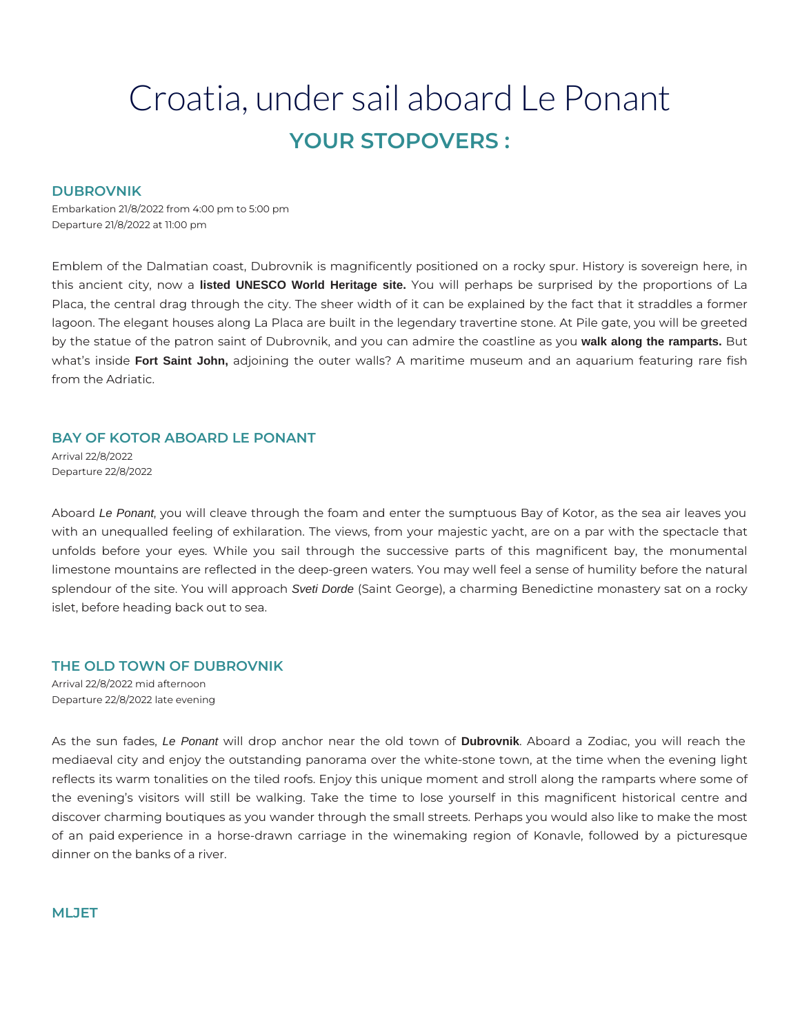# Croatia, under sail aboard Le Ponant

## YOUR STOPOVERS :

### DUBROVNIK

Embarkation 21/8/2022 from 4:00 pm to 5:00 pm
Departure 21/8/2022 at 11:00 pm

Emblem of the Dalmatian coast, Dubrovnik is magnificently positioned on a rocky spur. History is sovereign here, in this ancient city, now a **listed UNESCO World Heritage site.** You will perhaps be surprised by the proportions of La Placa, the central drag through the city. The sheer width of it can be explained by the fact that it straddles a former lagoon. The elegant houses along La Placa are built in the legendary travertine stone. At Pile gate, you will be greeted by the statue of the patron saint of Dubrovnik, and you can admire the coastline as you **walk along the ramparts.** But what's inside **Fort Saint John,** adjoining the outer walls? A maritime museum and an aquarium featuring rare fish from the Adriatic.

### BAY OF KOTOR ABOARD LE PONANT

Arrival 22/8/2022
Departure 22/8/2022

Aboard *Le Ponant*, you will cleave through the foam and enter the sumptuous Bay of Kotor, as the sea air leaves you with an unequalled feeling of exhilaration. The views, from your majestic yacht, are on a par with the spectacle that unfolds before your eyes. While you sail through the successive parts of this magnificent bay, the monumental limestone mountains are reflected in the deep-green waters. You may well feel a sense of humility before the natural splendour of the site. You will approach *Sveti Dorde* (Saint George), a charming Benedictine monastery sat on a rocky islet, before heading back out to sea.

### THE OLD TOWN OF DUBROVNIK

Arrival 22/8/2022 mid afternoon
Departure 22/8/2022 late evening

As the sun fades, *Le Ponant* will drop anchor near the old town of **Dubrovnik**. Aboard a Zodiac, you will reach the mediaeval city and enjoy the outstanding panorama over the white-stone town, at the time when the evening light reflects its warm tonalities on the tiled roofs. Enjoy this unique moment and stroll along the ramparts where some of the evening's visitors will still be walking. Take the time to lose yourself in this magnificent historical centre and discover charming boutiques as you wander through the small streets. Perhaps you would also like to make the most of an paid experience in a horse-drawn carriage in the winemaking region of Konavle, followed by a picturesque dinner on the banks of a river.

### MLJET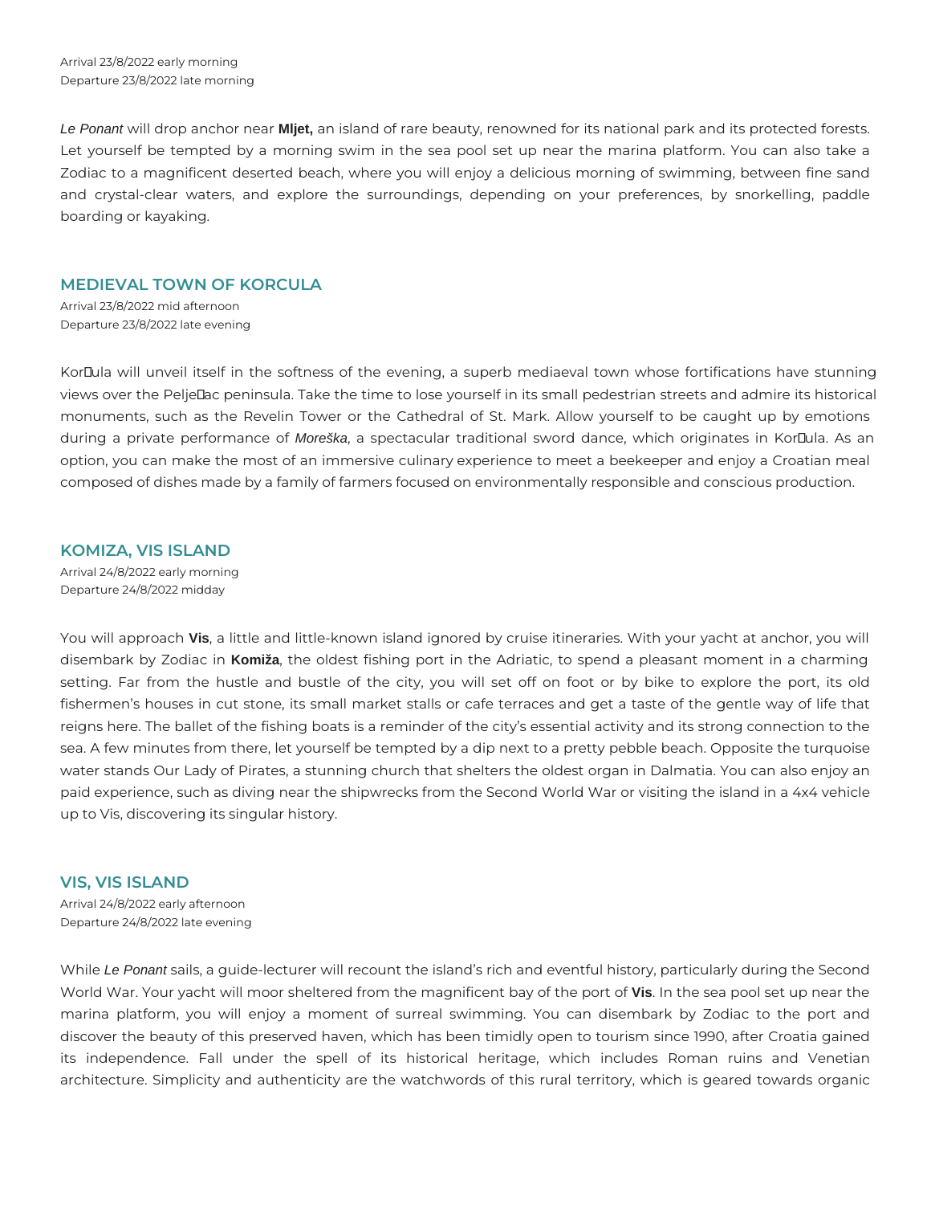Arrival 23/8/2022 early morning
Departure 23/8/2022 late morning

*Le Ponant* will drop anchor near **Mljet,** an island of rare beauty, renowned for its national park and its protected forests. Let yourself be tempted by a morning swim in the sea pool set up near the marina platform. You can also take a Zodiac to a magnificent deserted beach, where you will enjoy a delicious morning of swimming, between fine sand and crystal-clear waters, and explore the surroundings, depending on your preferences, by snorkelling, paddle boarding or kayaking.

## MEDIEVAL TOWN OF KORCULA

Arrival 23/8/2022 mid afternoon
Departure 23/8/2022 late evening

Kor�ula will unveil itself in the softness of the evening, a superb mediaeval town whose fortifications have stunning views over the Pelje�ac peninsula. Take the time to lose yourself in its small pedestrian streets and admire its historical monuments, such as the Revelin Tower or the Cathedral of St. Mark. Allow yourself to be caught up by emotions during a private performance of *Moreška*, a spectacular traditional sword dance, which originates in Kor�ula. As an option, you can make the most of an immersive culinary experience to meet a beekeeper and enjoy a Croatian meal composed of dishes made by a family of farmers focused on environmentally responsible and conscious production.

## KOMIZA, VIS ISLAND

Arrival 24/8/2022 early morning
Departure 24/8/2022 midday

You will approach **Vis**, a little and little-known island ignored by cruise itineraries. With your yacht at anchor, you will disembark by Zodiac in **Komiža**, the oldest fishing port in the Adriatic, to spend a pleasant moment in a charming setting. Far from the hustle and bustle of the city, you will set off on foot or by bike to explore the port, its old fishermen's houses in cut stone, its small market stalls or cafe terraces and get a taste of the gentle way of life that reigns here. The ballet of the fishing boats is a reminder of the city's essential activity and its strong connection to the sea. A few minutes from there, let yourself be tempted by a dip next to a pretty pebble beach. Opposite the turquoise water stands Our Lady of Pirates, a stunning church that shelters the oldest organ in Dalmatia. You can also enjoy an paid experience, such as diving near the shipwrecks from the Second World War or visiting the island in a 4x4 vehicle up to Vis, discovering its singular history.

## VIS, VIS ISLAND

Arrival 24/8/2022 early afternoon
Departure 24/8/2022 late evening

While *Le Ponant* sails, a guide-lecturer will recount the island's rich and eventful history, particularly during the Second World War. Your yacht will moor sheltered from the magnificent bay of the port of **Vis**. In the sea pool set up near the marina platform, you will enjoy a moment of surreal swimming. You can disembark by Zodiac to the port and discover the beauty of this preserved haven, which has been timidly open to tourism since 1990, after Croatia gained its independence. Fall under the spell of its historical heritage, which includes Roman ruins and Venetian architecture. Simplicity and authenticity are the watchwords of this rural territory, which is geared towards organic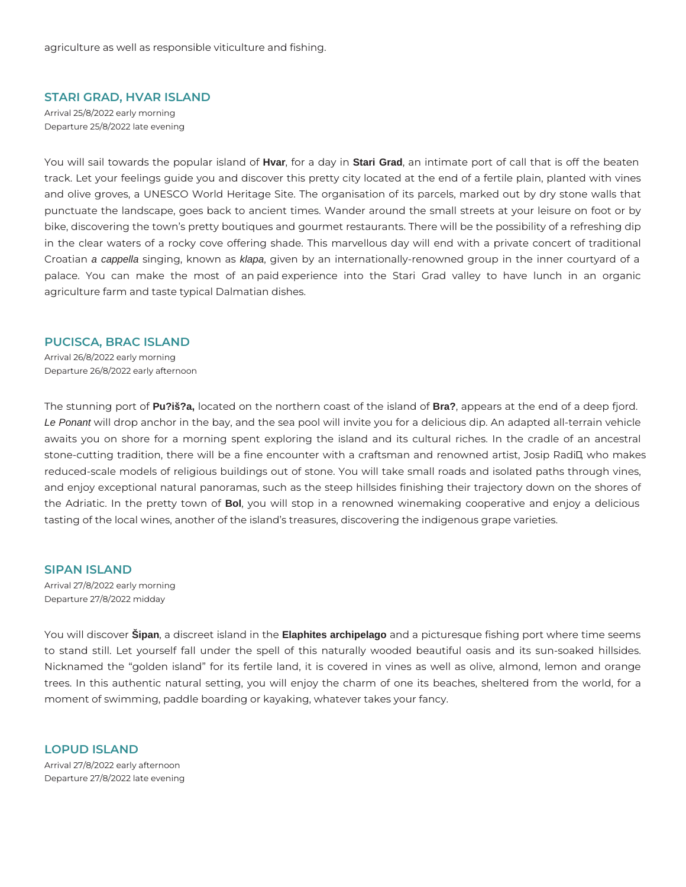agriculture as well as responsible viticulture and fishing.

## STARI GRAD, HVAR ISLAND

Arrival 25/8/2022 early morning
Departure 25/8/2022 late evening

You will sail towards the popular island of **Hvar**, for a day in **Stari Grad**, an intimate port of call that is off the beaten track. Let your feelings guide you and discover this pretty city located at the end of a fertile plain, planted with vines and olive groves, a UNESCO World Heritage Site. The organisation of its parcels, marked out by dry stone walls that punctuate the landscape, goes back to ancient times. Wander around the small streets at your leisure on foot or by bike, discovering the town's pretty boutiques and gourmet restaurants. There will be the possibility of a refreshing dip in the clear waters of a rocky cove offering shade. This marvellous day will end with a private concert of traditional Croatian *a cappella* singing, known as *klapa*, given by an internationally-renowned group in the inner courtyard of a palace. You can make the most of an paid experience into the Stari Grad valley to have lunch in an organic agriculture farm and taste typical Dalmatian dishes.

## PUCISCA, BRAC ISLAND

Arrival 26/8/2022 early morning
Departure 26/8/2022 early afternoon

The stunning port of **Pu?iš?a,** located on the northern coast of the island of **Bra?**, appears at the end of a deep fjord. *Le Ponant* will drop anchor in the bay, and the sea pool will invite you for a delicious dip. An adapted all-terrain vehicle awaits you on shore for a morning spent exploring the island and its cultural riches. In the cradle of an ancestral stone-cutting tradition, there will be a fine encounter with a craftsman and renowned artist, Josip Radi�, who makes reduced-scale models of religious buildings out of stone. You will take small roads and isolated paths through vines, and enjoy exceptional natural panoramas, such as the steep hillsides finishing their trajectory down on the shores of the Adriatic. In the pretty town of **Bol**, you will stop in a renowned winemaking cooperative and enjoy a delicious tasting of the local wines, another of the island's treasures, discovering the indigenous grape varieties.

## SIPAN ISLAND

Arrival 27/8/2022 early morning
Departure 27/8/2022 midday

You will discover **Šipan**, a discreet island in the **Elaphites archipelago** and a picturesque fishing port where time seems to stand still. Let yourself fall under the spell of this naturally wooded beautiful oasis and its sun-soaked hillsides. Nicknamed the "golden island" for its fertile land, it is covered in vines as well as olive, almond, lemon and orange trees. In this authentic natural setting, you will enjoy the charm of one its beaches, sheltered from the world, for a moment of swimming, paddle boarding or kayaking, whatever takes your fancy.

## LOPUD ISLAND

Arrival 27/8/2022 early afternoon
Departure 27/8/2022 late evening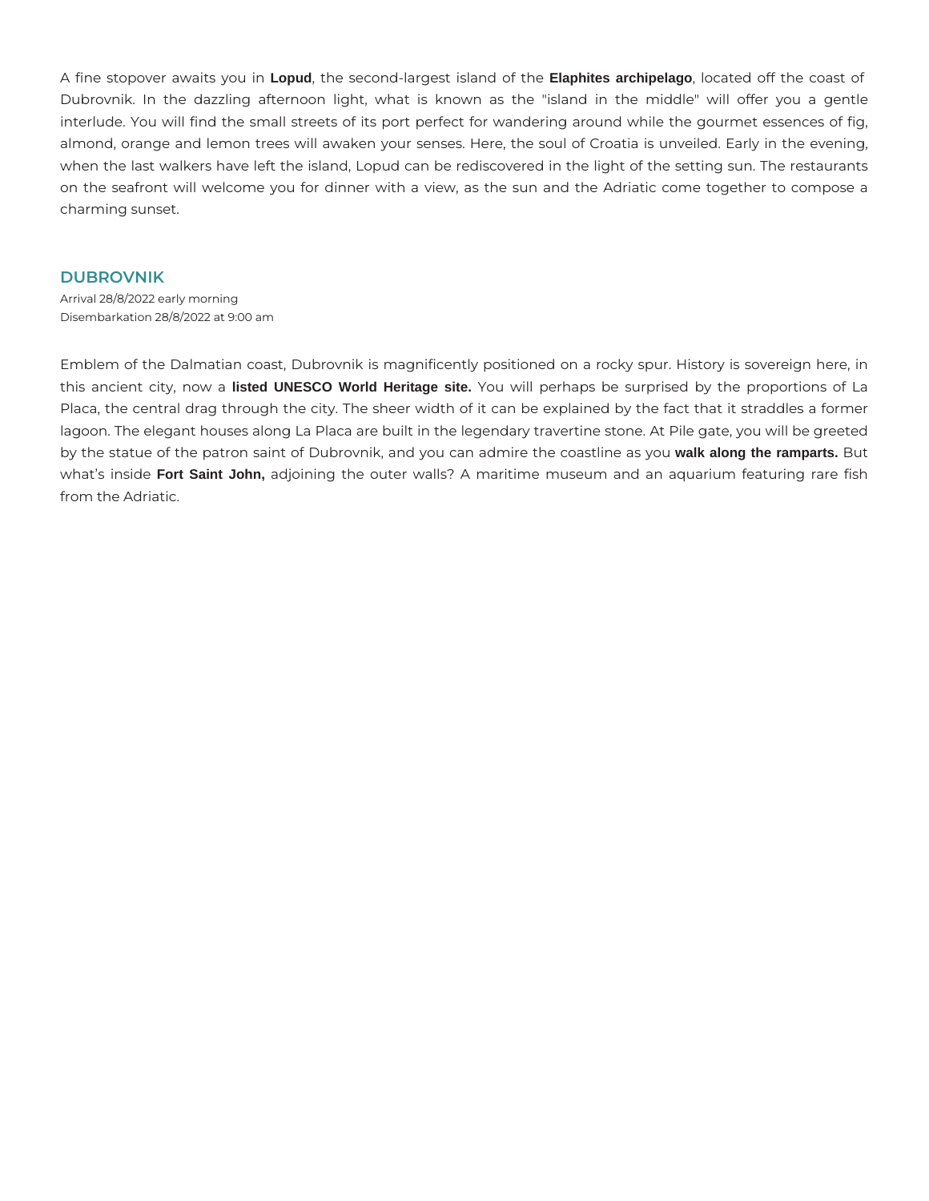A fine stopover awaits you in **Lopud**, the second-largest island of the **Elaphites archipelago**, located off the coast of Dubrovnik. In the dazzling afternoon light, what is known as the "island in the middle" will offer you a gentle interlude. You will find the small streets of its port perfect for wandering around while the gourmet essences of fig, almond, orange and lemon trees will awaken your senses. Here, the soul of Croatia is unveiled. Early in the evening, when the last walkers have left the island, Lopud can be rediscovered in the light of the setting sun. The restaurants on the seafront will welcome you for dinner with a view, as the sun and the Adriatic come together to compose a charming sunset.

## DUBROVNIK

Arrival 28/8/2022 early morning
Disembarkation 28/8/2022 at 9:00 am

Emblem of the Dalmatian coast, Dubrovnik is magnificently positioned on a rocky spur. History is sovereign here, in this ancient city, now a **listed UNESCO World Heritage site.** You will perhaps be surprised by the proportions of La Placa, the central drag through the city. The sheer width of it can be explained by the fact that it straddles a former lagoon. The elegant houses along La Placa are built in the legendary travertine stone. At Pile gate, you will be greeted by the statue of the patron saint of Dubrovnik, and you can admire the coastline as you **walk along the ramparts.** But what's inside **Fort Saint John,** adjoining the outer walls? A maritime museum and an aquarium featuring rare fish from the Adriatic.